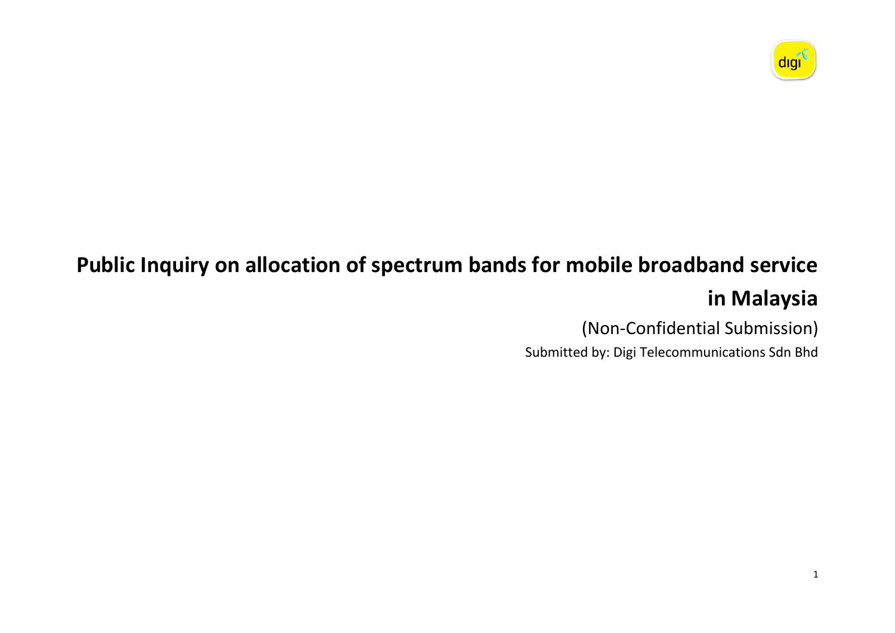# Public Inquiry on allocation of spectrum bands for mobile broadband service in Malaysia

(Non-Confidential Submission)

Submitted by: Digi Telecommunications Sdn Bhd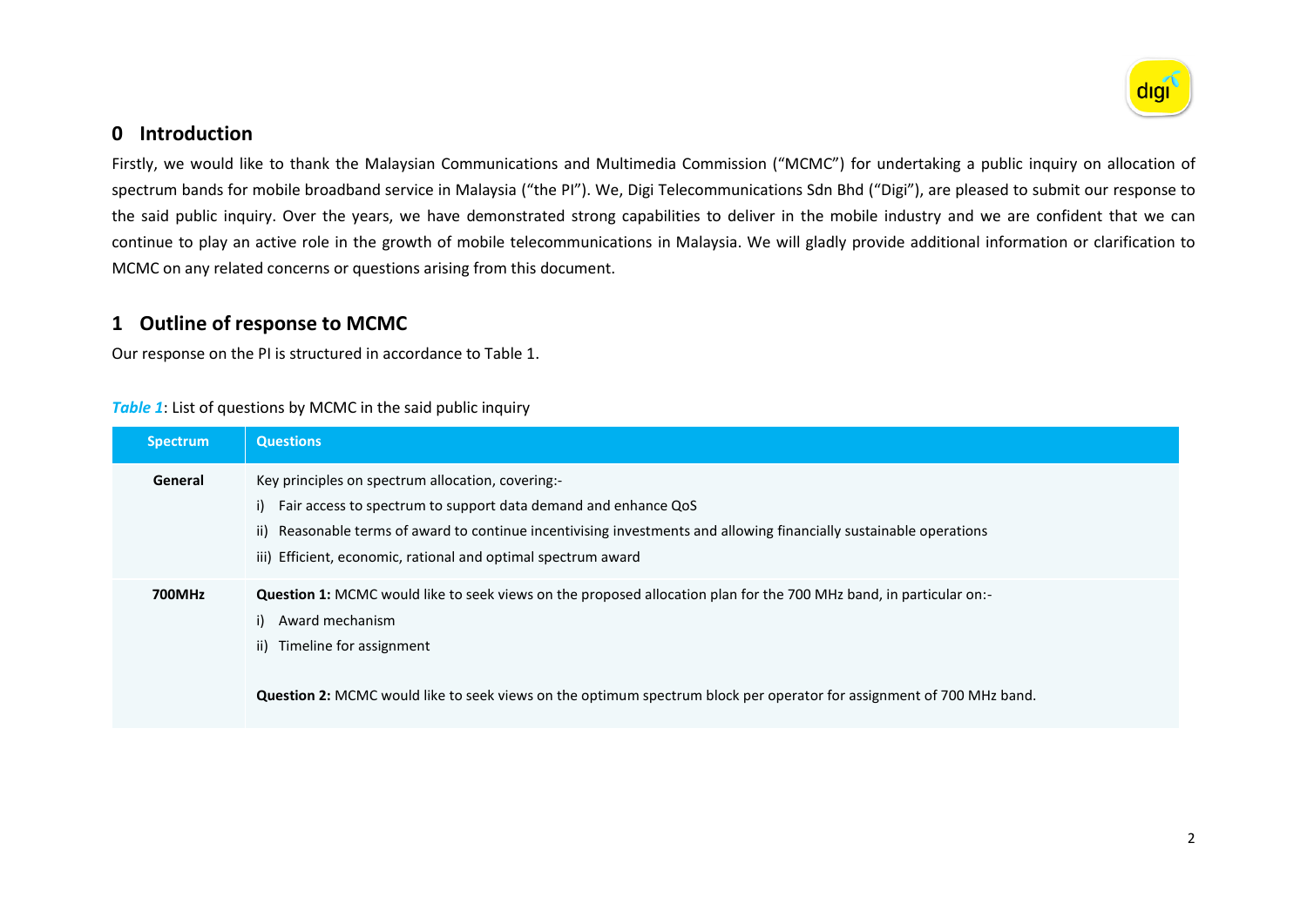## 0 Introduction

Firstly, we would like to thank the Malaysian Communications and Multimedia Commission ("MCMC") for undertaking a public inquiry on allocation of spectrum bands for mobile broadband service in Malaysia ("the PI"). We, Digi Telecommunications Sdn Bhd ("Digi"), are pleased to submit our response to the said public inquiry. Over the years, we have demonstrated strong capabilities to deliver in the mobile industry and we are confident that we can continue to play an active role in the growth of mobile telecommunications in Malaysia. We will gladly provide additional information or clarification to MCMC on any related concerns or questions arising from this document.

## 1 Outline of response to MCMC

Our response on the PI is structured in accordance to Table 1.

***Table 1***: List of questions by MCMC in the said public inquiry

| Spectrum | Questions |
|---|---|
| **General** | Key principles on spectrum allocation, covering:-<br>i) Fair access to spectrum to support data demand and enhance QoS<br>ii) Reasonable terms of award to continue incentivising investments and allowing financially sustainable operations<br>iii) Efficient, economic, rational and optimal spectrum award |
| **700MHz** | **Question 1:** MCMC would like to seek views on the proposed allocation plan for the 700 MHz band, in particular on:-<br>i) Award mechanism<br>ii) Timeline for assignment<br><br>**Question 2:** MCMC would like to seek views on the optimum spectrum block per operator for assignment of 700 MHz band. |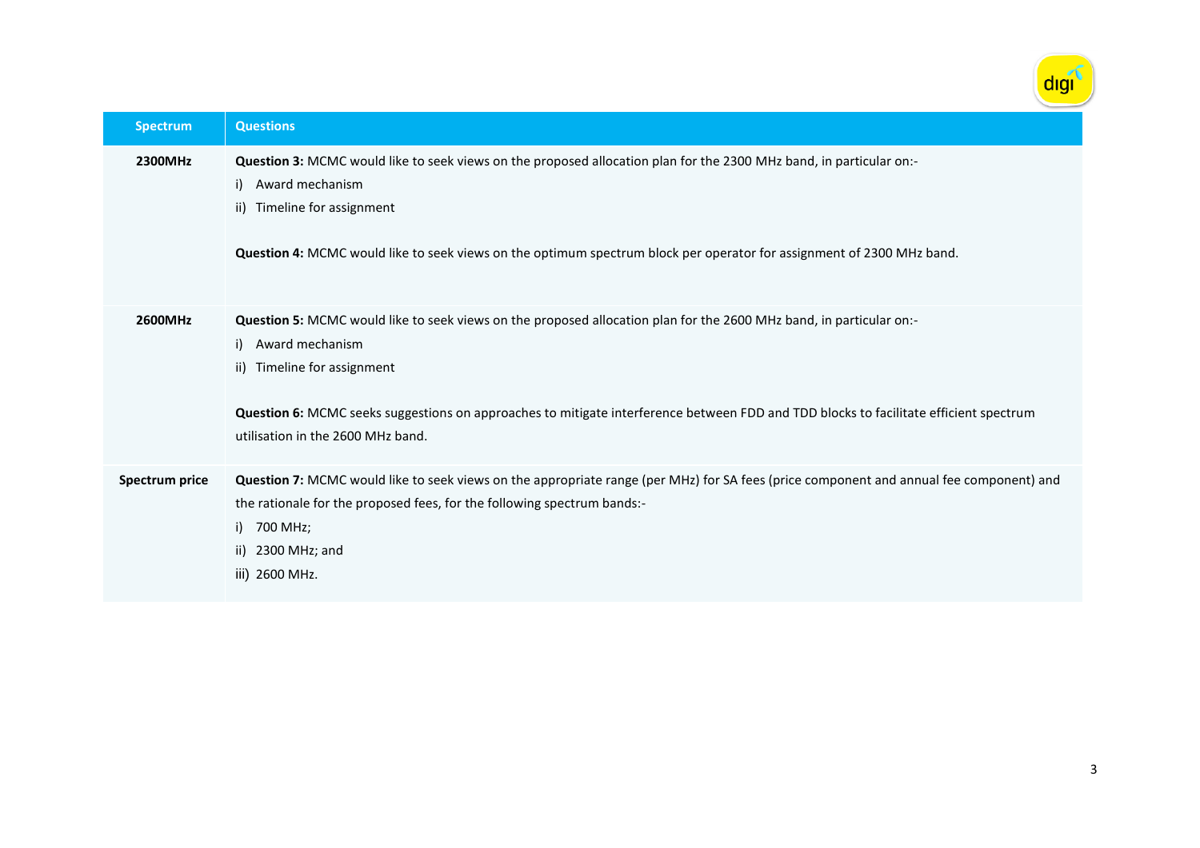| Spectrum | Questions |
|---|---|
| **2300MHz** | **Question 3:** MCMC would like to seek views on the proposed allocation plan for the 2300 MHz band, in particular on:-<br>i) Award mechanism<br>ii) Timeline for assignment<br><br>**Question 4:** MCMC would like to seek views on the optimum spectrum block per operator for assignment of 2300 MHz band. |
| **2600MHz** | **Question 5:** MCMC would like to seek views on the proposed allocation plan for the 2600 MHz band, in particular on:-<br>i) Award mechanism<br>ii) Timeline for assignment<br><br>**Question 6:** MCMC seeks suggestions on approaches to mitigate interference between FDD and TDD blocks to facilitate efficient spectrum utilisation in the 2600 MHz band. |
| **Spectrum price** | **Question 7:** MCMC would like to seek views on the appropriate range (per MHz) for SA fees (price component and annual fee component) and the rationale for the proposed fees, for the following spectrum bands:-<br>i) 700 MHz;<br>ii) 2300 MHz; and<br>iii) 2600 MHz. |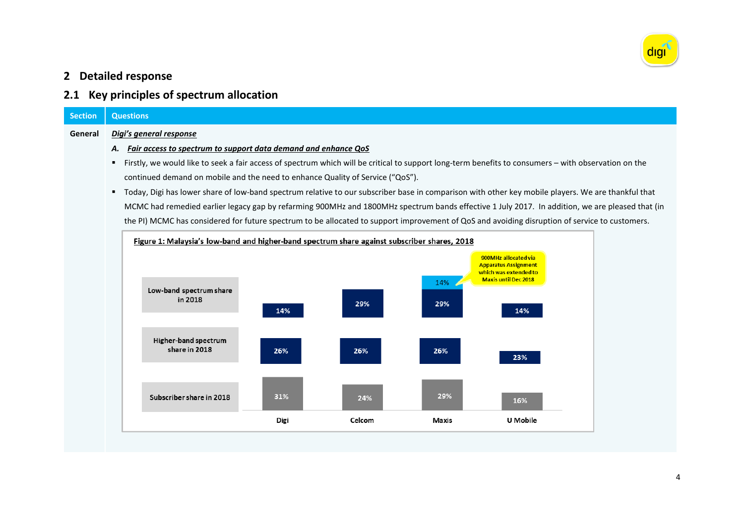## 2 Detailed response

### 2.1 Key principles of spectrum allocation

| Section | Questions |
|---|---|
| General | ***Digi's general response*** |

***A. Fair access to spectrum to support data demand and enhance QoS***

- Firstly, we would like to seek a fair access of spectrum which will be critical to support long-term benefits to consumers – with observation on the continued demand on mobile and the need to enhance Quality of Service ("QoS").
- Today, Digi has lower share of low-band spectrum relative to our subscriber base in comparison with other key mobile players. We are thankful that MCMC had remedied earlier legacy gap by refarming 900MHz and 1800MHz spectrum bands effective 1 July 2017. In addition, we are pleased that (in the PI) MCMC has considered for future spectrum to be allocated to support improvement of QoS and avoiding disruption of service to customers.

**Figure 1: Malaysia's low-band and higher-band spectrum share against subscriber shares, 2018**

900MHz allocated via Apparatus Assignment which was extended to Maxis until Dec 2018

Low-band spectrum share in 2018

14%
29%
29%
14%
14%

Higher-band spectrum share in 2018

26%
26%
26%
23%

Subscriber share in 2018

31%
24%
29%
16%

Digi
Celcom
Maxis
U Mobile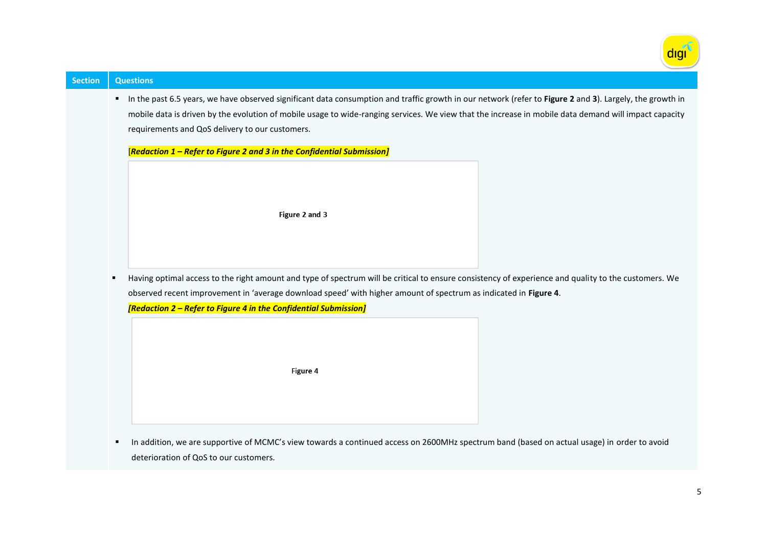| Section | Questions |
|---|---|
| | ▪ In the past 6.5 years, we have observed significant data consumption and traffic growth in our network (refer to **Figure 2** and **3**). Largely, the growth in mobile data is driven by the evolution of mobile usage to wide-ranging services. We view that the increase in mobile data demand will impact capacity requirements and QoS delivery to our customers. |

[***Redaction 1 – Refer to Figure 2 and 3 in the Confidential Submission]***

**Figure 2 and 3**

- Having optimal access to the right amount and type of spectrum will be critical to ensure consistency of experience and quality to the customers. We observed recent improvement in 'average download speed' with higher amount of spectrum as indicated in **Figure 4**.

***[Redaction 2 – Refer to Figure 4 in the Confidential Submission]***

**Figure 4**

- In addition, we are supportive of MCMC's view towards a continued access on 2600MHz spectrum band (based on actual usage) in order to avoid deterioration of QoS to our customers.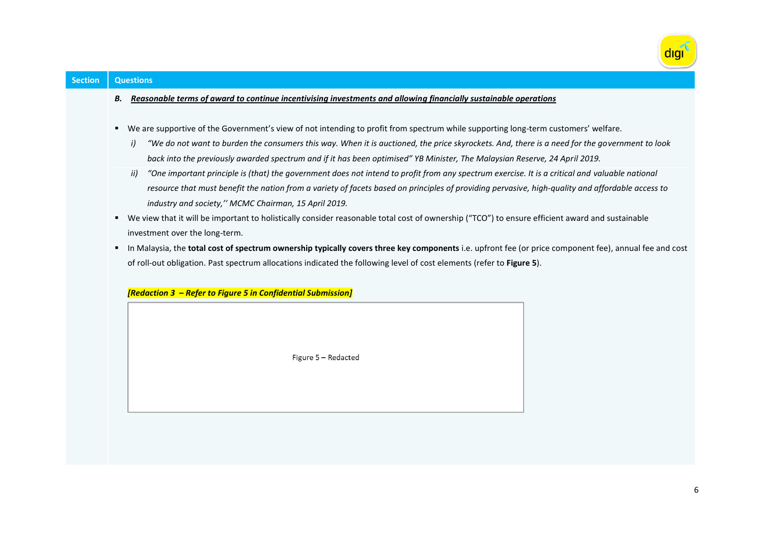| Section | Questions |
|---|---|

***B. Reasonable terms of award to continue incentivising investments and allowing financially sustainable operations***

- We are supportive of the Government's view of not intending to profit from spectrum while supporting long-term customers' welfare.
  - *i) "We do not want to burden the consumers this way. When it is auctioned, the price skyrockets. And, there is a need for the government to look back into the previously awarded spectrum and if it has been optimised" YB Minister, The Malaysian Reserve, 24 April 2019.*
  - *ii) "One important principle is (that) the government does not intend to profit from any spectrum exercise. It is a critical and valuable national resource that must benefit the nation from a variety of facets based on principles of providing pervasive, high-quality and affordable access to industry and society,'' MCMC Chairman, 15 April 2019.*
- We view that it will be important to holistically consider reasonable total cost of ownership ("TCO") to ensure efficient award and sustainable investment over the long-term.
- In Malaysia, the **total cost of spectrum ownership typically covers three key components** i.e. upfront fee (or price component fee), annual fee and cost of roll-out obligation. Past spectrum allocations indicated the following level of cost elements (refer to **Figure 5**).

***[Redaction 3 – Refer to Figure 5 in Confidential Submission]***

Figure 5 – Redacted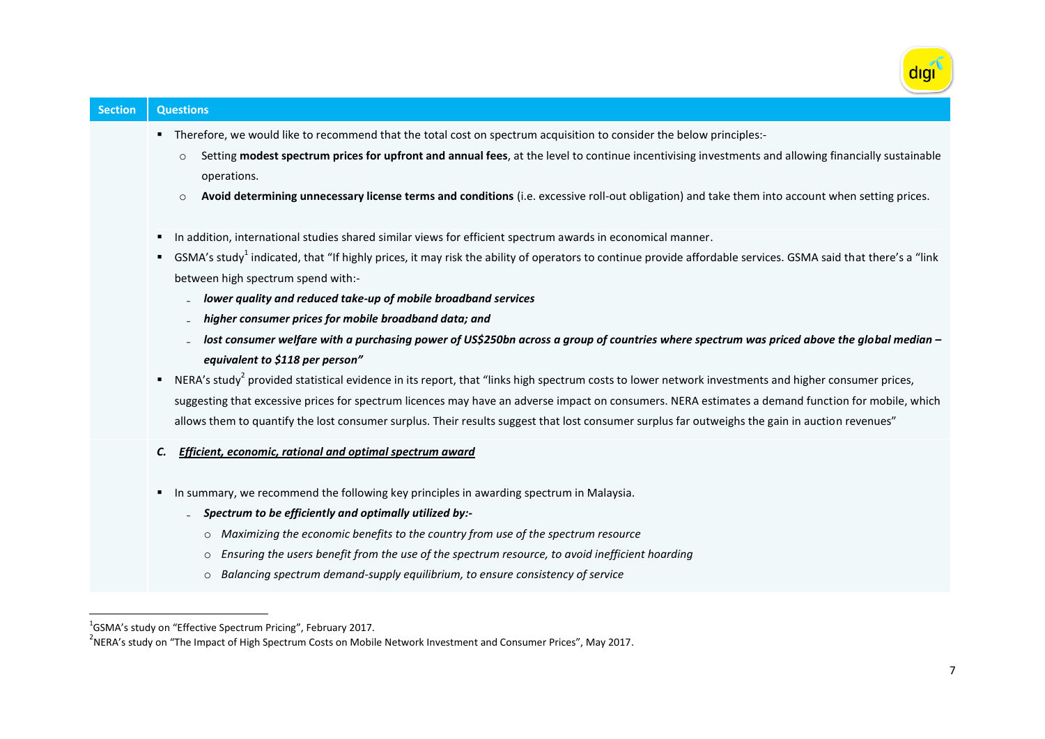| Section | Questions |
|---|---|
| | ▪ Therefore, we would like to recommend that the total cost on spectrum acquisition to consider the below principles:-<br>○ Setting **modest spectrum prices for upfront and annual fees**, at the level to continue incentivising investments and allowing financially sustainable operations.<br>○ **Avoid determining unnecessary license terms and conditions** (i.e. excessive roll-out obligation) and take them into account when setting prices. |
| | ▪ In addition, international studies shared similar views for efficient spectrum awards in economical manner.<br>▪ GSMA's study[1] indicated, that "If highly prices, it may risk the ability of operators to continue provide affordable services. GSMA said that there's a "link between high spectrum spend with:-<br>- ***lower quality and reduced take-up of mobile broadband services***<br>- ***higher consumer prices for mobile broadband data; and***<br>- ***lost consumer welfare with a purchasing power of US$250bn across a group of countries where spectrum was priced above the global median – equivalent to $118 per person"***<br>▪ NERA's study[2] provided statistical evidence in its report, that "links high spectrum costs to lower network investments and higher consumer prices, suggesting that excessive prices for spectrum licences may have an adverse impact on consumers. NERA estimates a demand function for mobile, which allows them to quantify the lost consumer surplus. Their results suggest that lost consumer surplus far outweighs the gain in auction revenues" |
| | ***C. Efficient, economic, rational and optimal spectrum award***<br><br>▪ In summary, we recommend the following key principles in awarding spectrum in Malaysia.<br>- ***Spectrum to be efficiently and optimally utilized by:-***<br>○ *Maximizing the economic benefits to the country from use of the spectrum resource*<br>○ *Ensuring the users benefit from the use of the spectrum resource, to avoid inefficient hoarding*<br>○ *Balancing spectrum demand-supply equilibrium, to ensure consistency of service* |

[1] GSMA's study on "Effective Spectrum Pricing", February 2017.

[2] NERA's study on "The Impact of High Spectrum Costs on Mobile Network Investment and Consumer Prices", May 2017.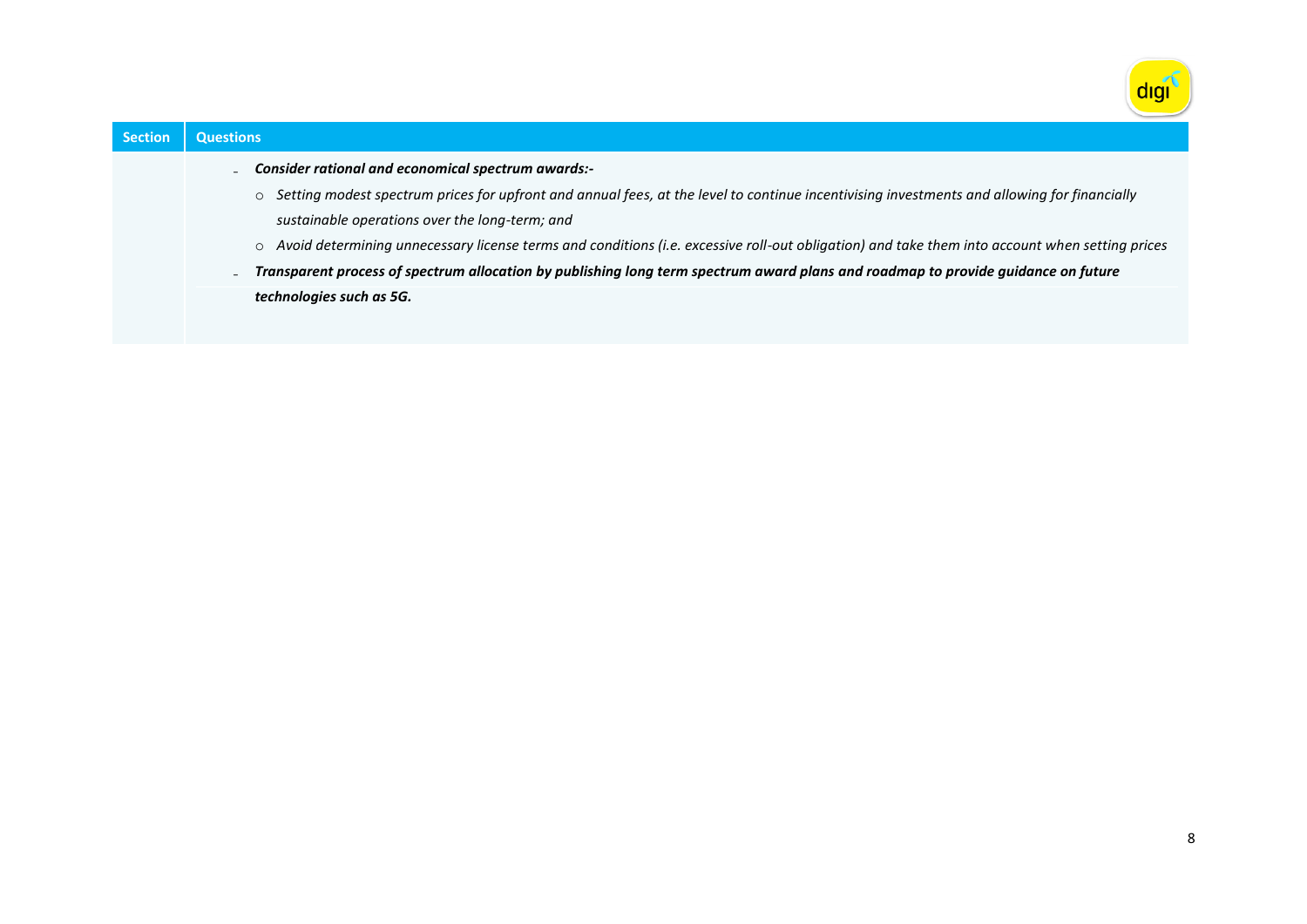| Section | Questions |
| --- | --- |
| | - ***Consider rational and economical spectrum awards:-***<br>○ *Setting modest spectrum prices for upfront and annual fees, at the level to continue incentivising investments and allowing for financially sustainable operations over the long-term; and*<br>○ *Avoid determining unnecessary license terms and conditions (i.e. excessive roll-out obligation) and take them into account when setting prices*<br>- ***Transparent process of spectrum allocation by publishing long term spectrum award plans and roadmap to provide guidance on future technologies such as 5G.*** |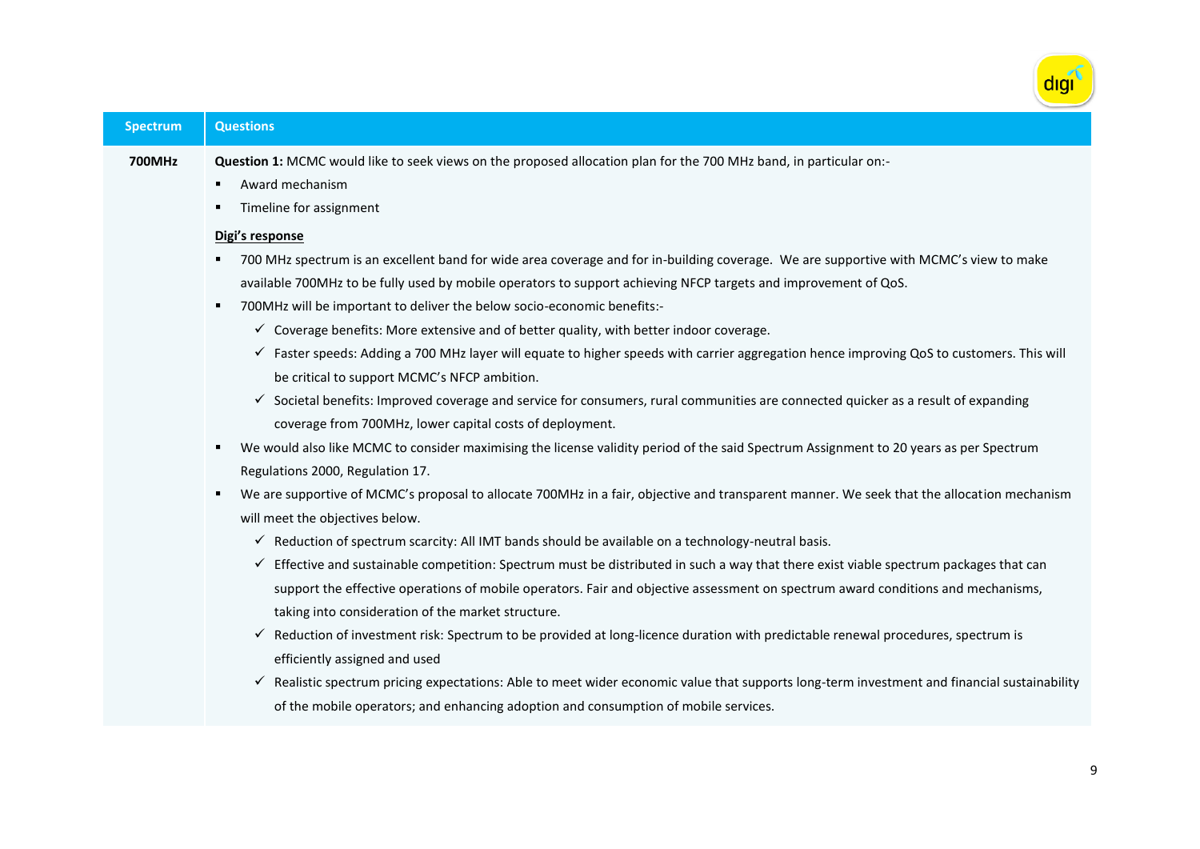| Spectrum | Questions |
|---|---|
| **700MHz** | **Question 1:** MCMC would like to seek views on the proposed allocation plan for the 700 MHz band, in particular on:-<br>▪ Award mechanism<br>▪ Timeline for assignment<br><br>**<u>Digi's response</u>**<br>▪ 700 MHz spectrum is an excellent band for wide area coverage and for in-building coverage. We are supportive with MCMC's view to make available 700MHz to be fully used by mobile operators to support achieving NFCP targets and improvement of QoS.<br>▪ 700MHz will be important to deliver the below socio-economic benefits:-<br>✓ Coverage benefits: More extensive and of better quality, with better indoor coverage.<br>✓ Faster speeds: Adding a 700 MHz layer will equate to higher speeds with carrier aggregation hence improving QoS to customers. This will be critical to support MCMC's NFCP ambition.<br>✓ Societal benefits: Improved coverage and service for consumers, rural communities are connected quicker as a result of expanding coverage from 700MHz, lower capital costs of deployment.<br>▪ We would also like MCMC to consider maximising the license validity period of the said Spectrum Assignment to 20 years as per Spectrum Regulations 2000, Regulation 17.<br>▪ We are supportive of MCMC's proposal to allocate 700MHz in a fair, objective and transparent manner. We seek that the allocation mechanism will meet the objectives below.<br>✓ Reduction of spectrum scarcity: All IMT bands should be available on a technology-neutral basis.<br>✓ Effective and sustainable competition: Spectrum must be distributed in such a way that there exist viable spectrum packages that can support the effective operations of mobile operators. Fair and objective assessment on spectrum award conditions and mechanisms, taking into consideration of the market structure.<br>✓ Reduction of investment risk: Spectrum to be provided at long-licence duration with predictable renewal procedures, spectrum is efficiently assigned and used<br>✓ Realistic spectrum pricing expectations: Able to meet wider economic value that supports long-term investment and financial sustainability of the mobile operators; and enhancing adoption and consumption of mobile services. |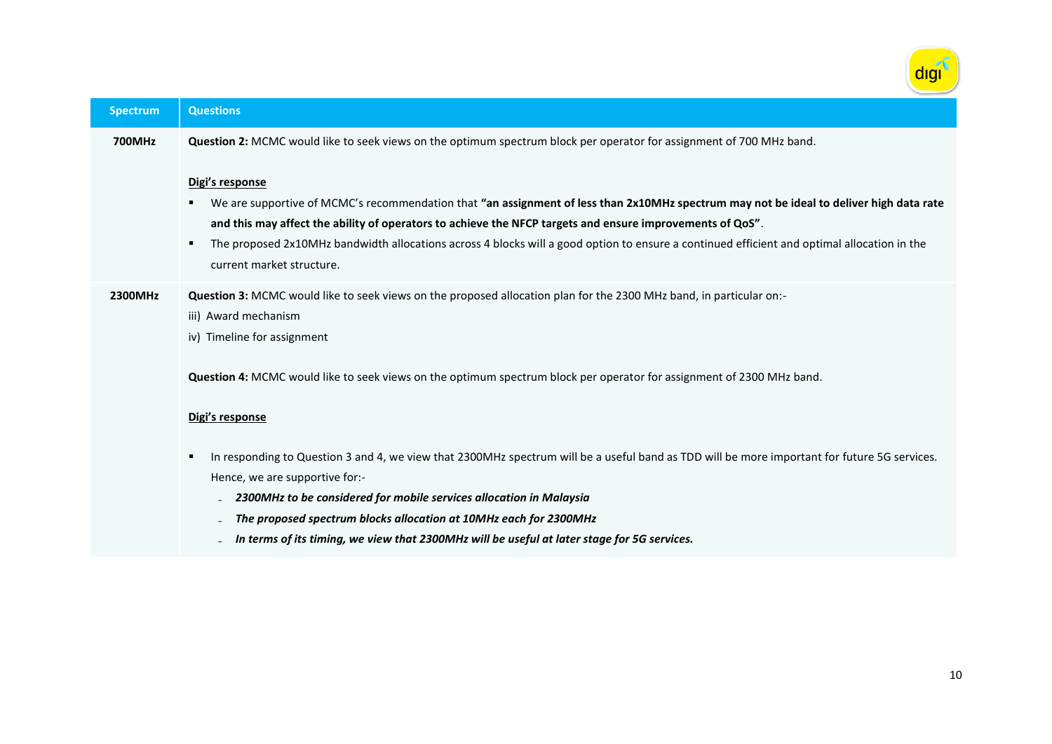| Spectrum | Questions |
| --- | --- |
| **700MHz** | **Question 2:** MCMC would like to seek views on the optimum spectrum block per operator for assignment of 700 MHz band.<br><br>**Digi's response**<br>▪ We are supportive of MCMC's recommendation that **"an assignment of less than 2x10MHz spectrum may not be ideal to deliver high data rate and this may affect the ability of operators to achieve the NFCP targets and ensure improvements of QoS"**.<br>▪ The proposed 2x10MHz bandwidth allocations across 4 blocks will a good option to ensure a continued efficient and optimal allocation in the current market structure. |
| **2300MHz** | **Question 3:** MCMC would like to seek views on the proposed allocation plan for the 2300 MHz band, in particular on:-<br>iii) Award mechanism<br>iv) Timeline for assignment<br><br>**Question 4:** MCMC would like to seek views on the optimum spectrum block per operator for assignment of 2300 MHz band.<br><br>**Digi's response**<br><br>▪ In responding to Question 3 and 4, we view that 2300MHz spectrum will be a useful band as TDD will be more important for future 5G services. Hence, we are supportive for:-<br>- ***2300MHz to be considered for mobile services allocation in Malaysia***<br>- ***The proposed spectrum blocks allocation at 10MHz each for 2300MHz***<br>- ***In terms of its timing, we view that 2300MHz will be useful at later stage for 5G services.*** |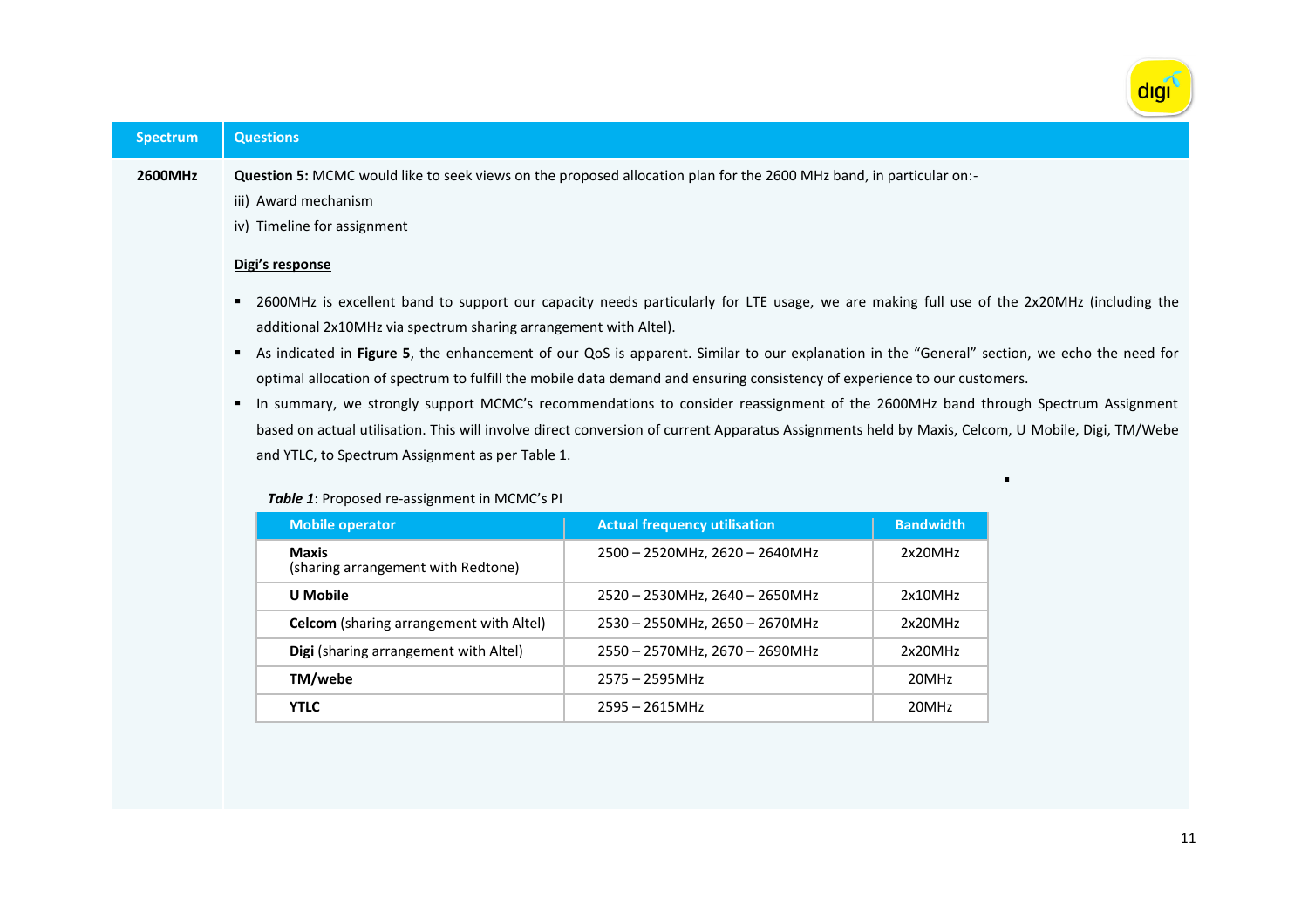| Spectrum | Questions |
|---|---|
| **2600MHz** | **Question 5:** MCMC would like to seek views on the proposed allocation plan for the 2600 MHz band, in particular on:- |

iii) Award mechanism

iv) Timeline for assignment

**Digi's response**

- 2600MHz is excellent band to support our capacity needs particularly for LTE usage, we are making full use of the 2x20MHz (including the additional 2x10MHz via spectrum sharing arrangement with Altel).
- As indicated in **Figure 5**, the enhancement of our QoS is apparent. Similar to our explanation in the "General" section, we echo the need for optimal allocation of spectrum to fulfill the mobile data demand and ensuring consistency of experience to our customers.
- In summary, we strongly support MCMC's recommendations to consider reassignment of the 2600MHz band through Spectrum Assignment based on actual utilisation. This will involve direct conversion of current Apparatus Assignments held by Maxis, Celcom, U Mobile, Digi, TM/Webe and YTLC, to Spectrum Assignment as per Table 1.

***Table 1***: Proposed re-assignment in MCMC's PI

| Mobile operator | Actual frequency utilisation | Bandwidth |
|---|---|---|
| **Maxis** (sharing arrangement with Redtone) | 2500 – 2520MHz, 2620 – 2640MHz | 2x20MHz |
| **U Mobile** | 2520 – 2530MHz, 2640 – 2650MHz | 2x10MHz |
| **Celcom** (sharing arrangement with Altel) | 2530 – 2550MHz, 2650 – 2670MHz | 2x20MHz |
| **Digi** (sharing arrangement with Altel) | 2550 – 2570MHz, 2670 – 2690MHz | 2x20MHz |
| **TM/webe** | 2575 – 2595MHz | 20MHz |
| **YTLC** | 2595 – 2615MHz | 20MHz |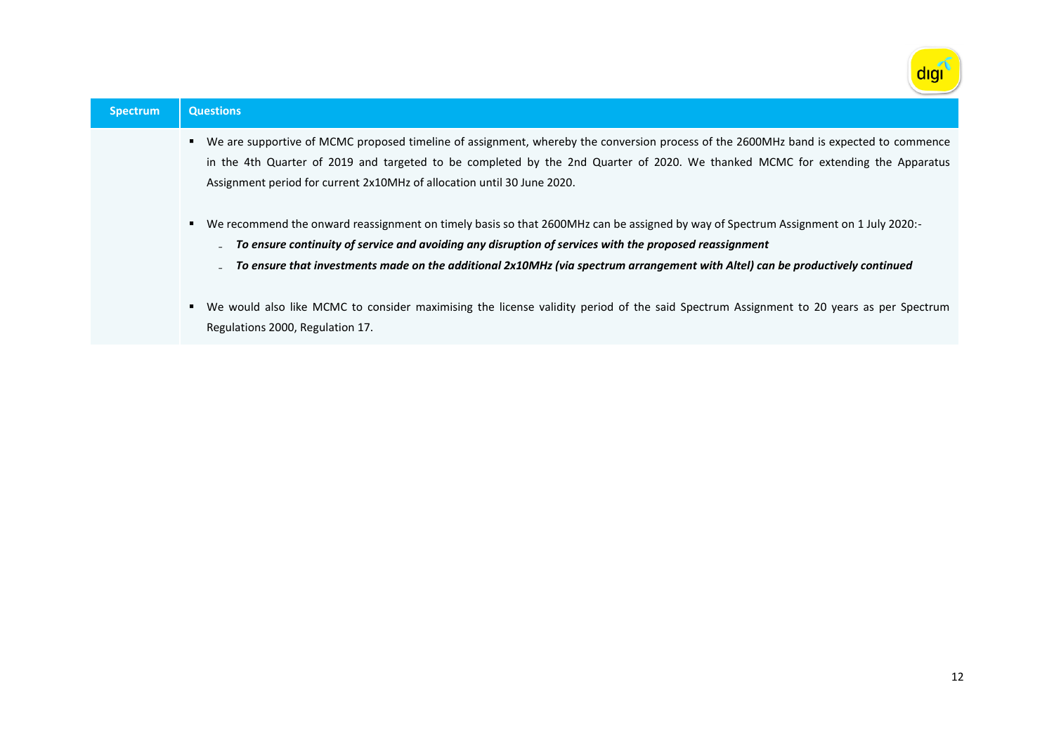| Spectrum | Questions |
|---|---|
| | ▪ We are supportive of MCMC proposed timeline of assignment, whereby the conversion process of the 2600MHz band is expected to commence in the 4th Quarter of 2019 and targeted to be completed by the 2nd Quarter of 2020. We thanked MCMC for extending the Apparatus Assignment period for current 2x10MHz of allocation until 30 June 2020.<br><br>▪ We recommend the onward reassignment on timely basis so that 2600MHz can be assigned by way of Spectrum Assignment on 1 July 2020:-<br>- ***To ensure continuity of service and avoiding any disruption of services with the proposed reassignment***<br>- ***To ensure that investments made on the additional 2x10MHz (via spectrum arrangement with Altel) can be productively continued***<br><br>▪ We would also like MCMC to consider maximising the license validity period of the said Spectrum Assignment to 20 years as per Spectrum Regulations 2000, Regulation 17. |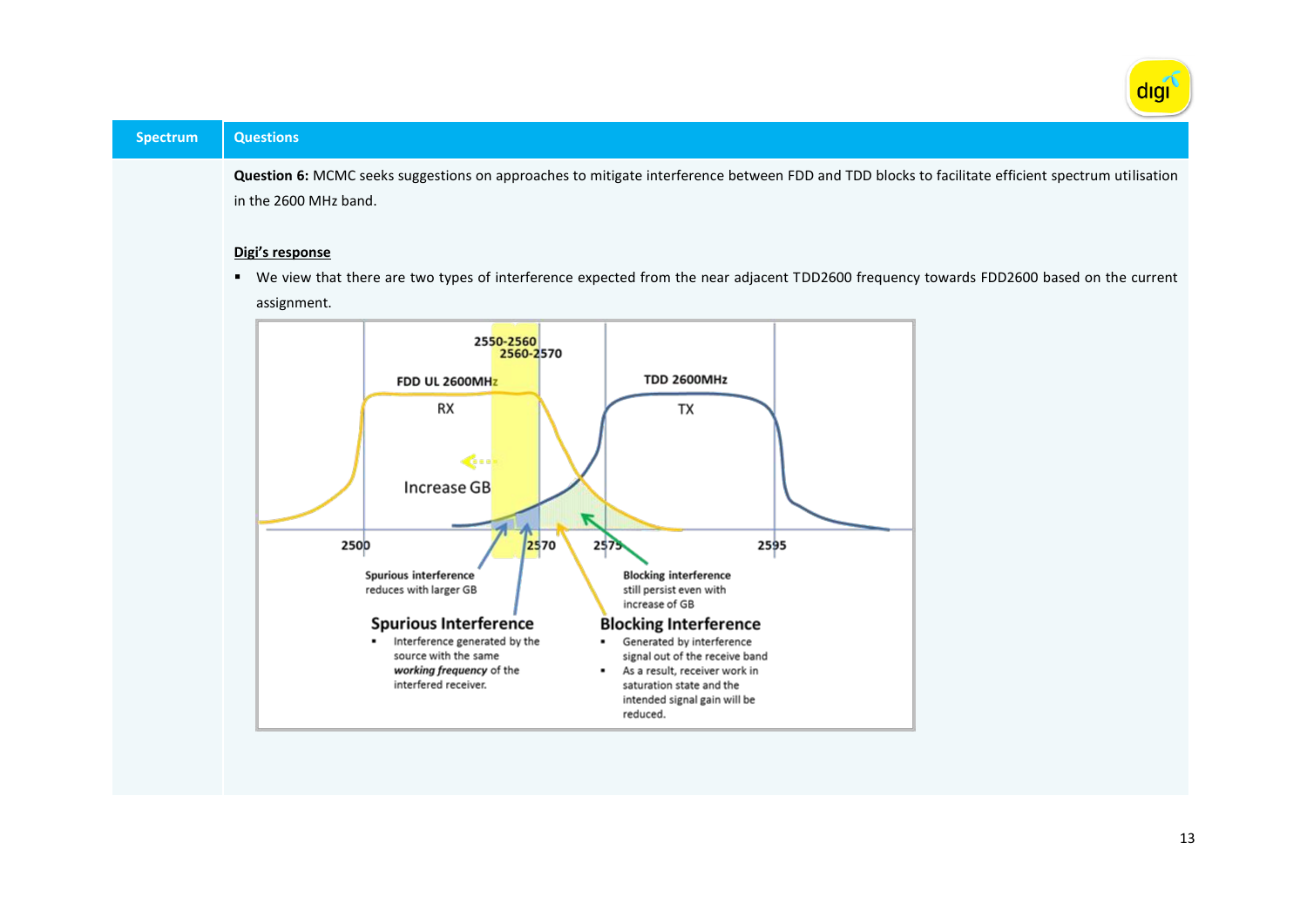| Spectrum | Questions |
| --- | --- |
| | **Question 6:** MCMC seeks suggestions on approaches to mitigate interference between FDD and TDD blocks to facilitate efficient spectrum utilisation in the 2600 MHz band. |

**Digi's response**

- We view that there are two types of interference expected from the near adjacent TDD2600 frequency towards FDD2600 based on the current assignment.

2550-2560
2560-2570
FDD UL 2600MHz
RX
TDD 2600MHz
TX
Increase GB
2500
2570
2575
2595
Spurious interference reduces with larger GB
Blocking interference still persist even with increase of GB

Spurious Interference
- Interference generated by the source with the same *working frequency* of the interfered receiver.

Blocking Interference
- Generated by interference signal out of the receive band
- As a result, receiver work in saturation state and the intended signal gain will be reduced.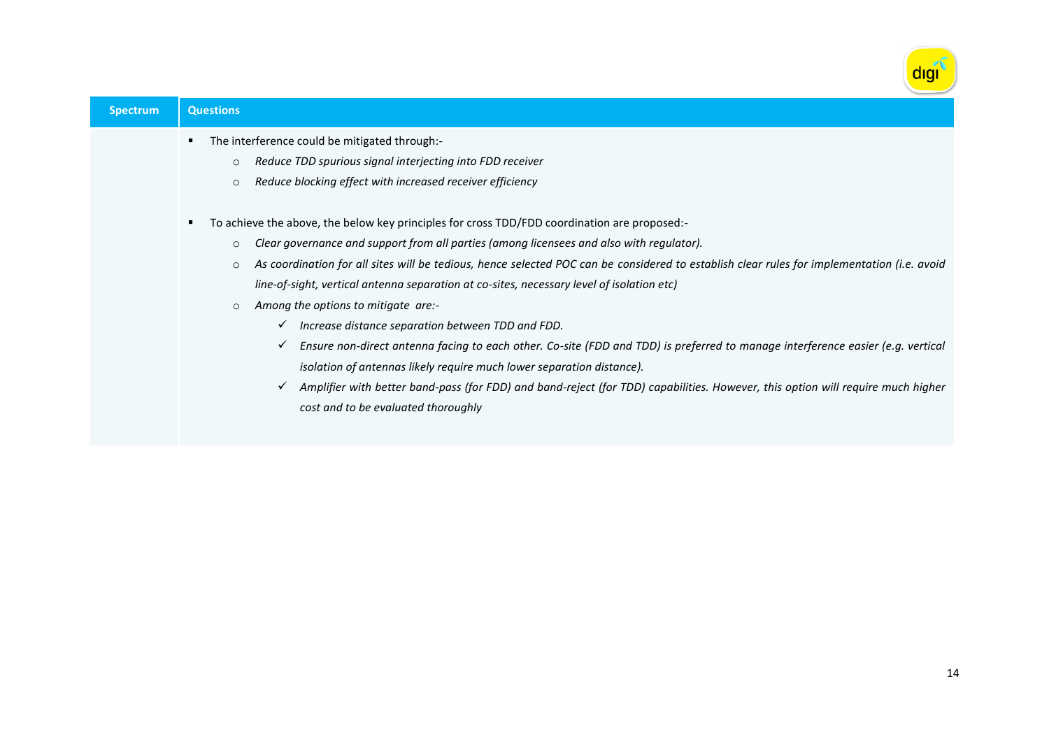| Spectrum | Questions |
|---|---|
| | ▪ The interference could be mitigated through:-<br>  ○ *Reduce TDD spurious signal interjecting into FDD receiver*<br>  ○ *Reduce blocking effect with increased receiver efficiency*<br><br>▪ To achieve the above, the below key principles for cross TDD/FDD coordination are proposed:-<br>  ○ *Clear governance and support from all parties (among licensees and also with regulator).*<br>  ○ *As coordination for all sites will be tedious, hence selected POC can be considered to establish clear rules for implementation (i.e. avoid line-of-sight, vertical antenna separation at co-sites, necessary level of isolation etc)*<br>  ○ *Among the options to mitigate are:-*<br>    ✓ *Increase distance separation between TDD and FDD.*<br>    ✓ *Ensure non-direct antenna facing to each other. Co-site (FDD and TDD) is preferred to manage interference easier (e.g. vertical isolation of antennas likely require much lower separation distance).*<br>    ✓ *Amplifier with better band-pass (for FDD) and band-reject (for TDD) capabilities. However, this option will require much higher cost and to be evaluated thoroughly* |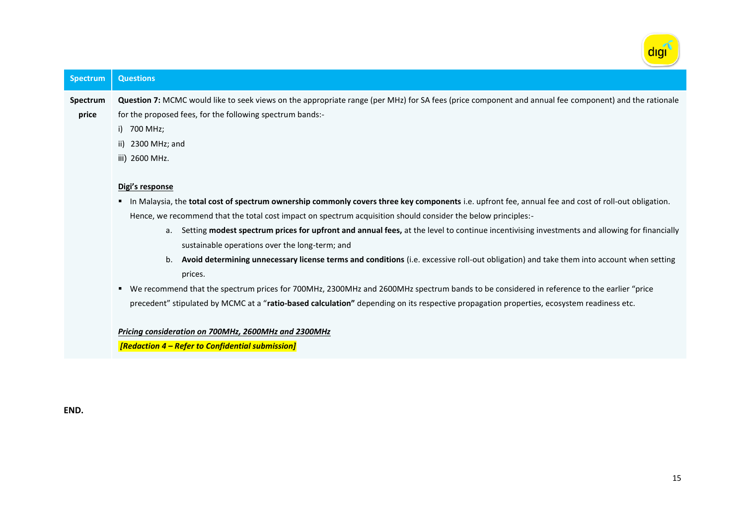| Spectrum | Questions |
|---|---|
| **Spectrum price** | **Question 7:** MCMC would like to seek views on the appropriate range (per MHz) for SA fees (price component and annual fee component) and the rationale for the proposed fees, for the following spectrum bands:-<br>i) 700 MHz;<br>ii) 2300 MHz; and<br>iii) 2600 MHz.<br><br>**<u>Digi's response</u>**<br>▪ In Malaysia, the **total cost of spectrum ownership commonly covers three key components** i.e. upfront fee, annual fee and cost of roll-out obligation. Hence, we recommend that the total cost impact on spectrum acquisition should consider the below principles:-<br>a. Setting **modest spectrum prices for upfront and annual fees,** at the level to continue incentivising investments and allowing for financially sustainable operations over the long-term; and<br>b. **Avoid determining unnecessary license terms and conditions** (i.e. excessive roll-out obligation) and take them into account when setting prices.<br>▪ We recommend that the spectrum prices for 700MHz, 2300MHz and 2600MHz spectrum bands to be considered in reference to the earlier "price precedent" stipulated by MCMC at a "**ratio-based calculation"** depending on its respective propagation properties, ecosystem readiness etc.<br><br>***<u>Pricing consideration on 700MHz, 2600MHz and 2300MHz</u>***<br>***[Redaction 4 – Refer to Confidential submission]*** |

**END.**